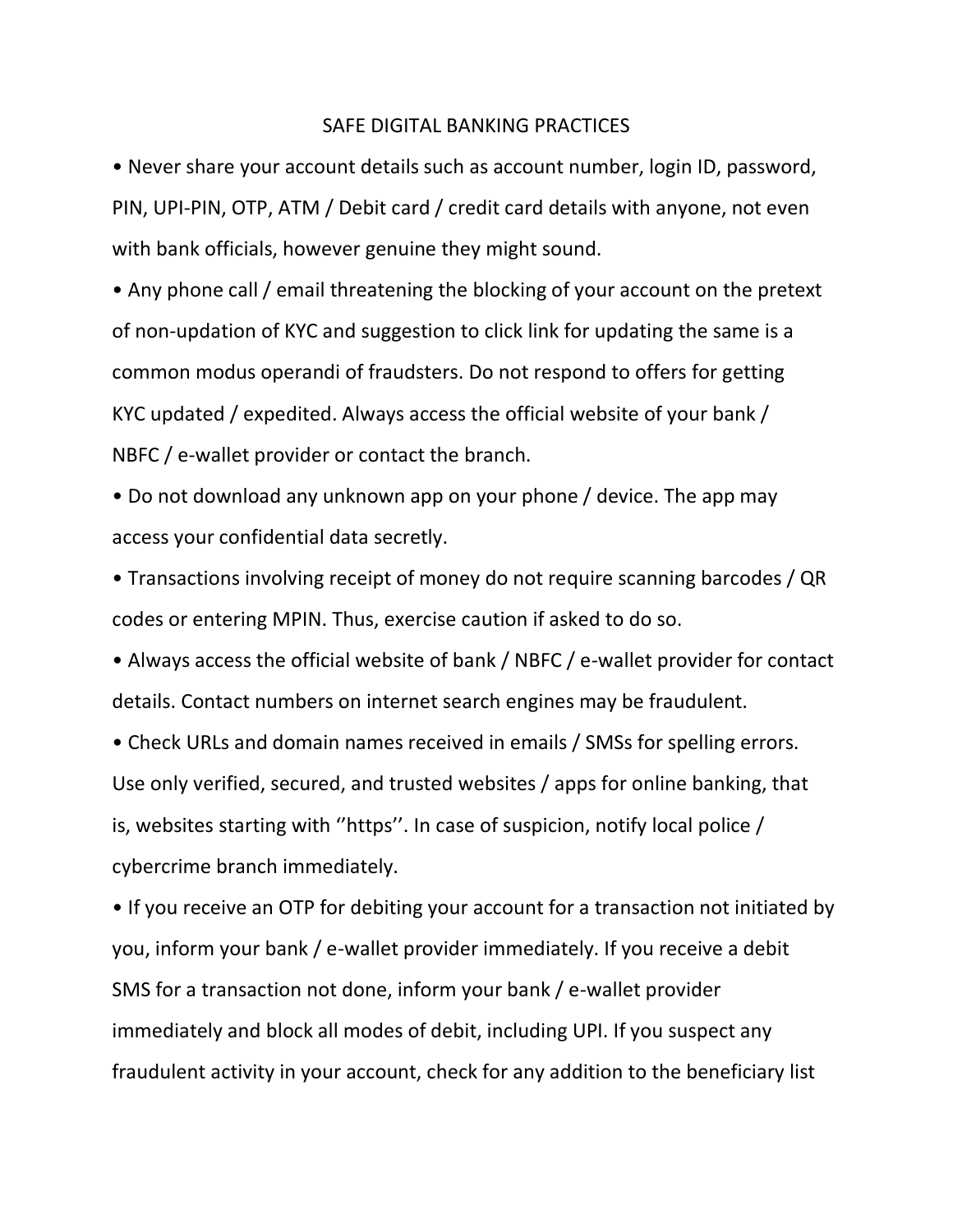# SAFE DIGITAL BANKING PRACTICES

- Never share your account details such as account number, login ID, password, PIN, UPI-PIN, OTP, ATM / Debit card / credit card details with anyone, not even with bank officials, however genuine they might sound.
- Any phone call / email threatening the blocking of your account on the pretext of non-updation of KYC and suggestion to click link for updating the same is a common modus operandi of fraudsters. Do not respond to offers for getting KYC updated / expedited. Always access the official website of your bank / NBFC / e-wallet provider or contact the branch.
- Do not download any unknown app on your phone / device. The app may access your confidential data secretly.
- Transactions involving receipt of money do not require scanning barcodes / QR codes or entering MPIN. Thus, exercise caution if asked to do so.
- Always access the official website of bank / NBFC / e-wallet provider for contact details. Contact numbers on internet search engines may be fraudulent.
- Check URLs and domain names received in emails / SMSs for spelling errors. Use only verified, secured, and trusted websites / apps for online banking, that is, websites starting with ''https''. In case of suspicion, notify local police / cybercrime branch immediately.
- If you receive an OTP for debiting your account for a transaction not initiated by you, inform your bank / e-wallet provider immediately. If you receive a debit SMS for a transaction not done, inform your bank / e-wallet provider immediately and block all modes of debit, including UPI. If you suspect any fraudulent activity in your account, check for any addition to the beneficiary list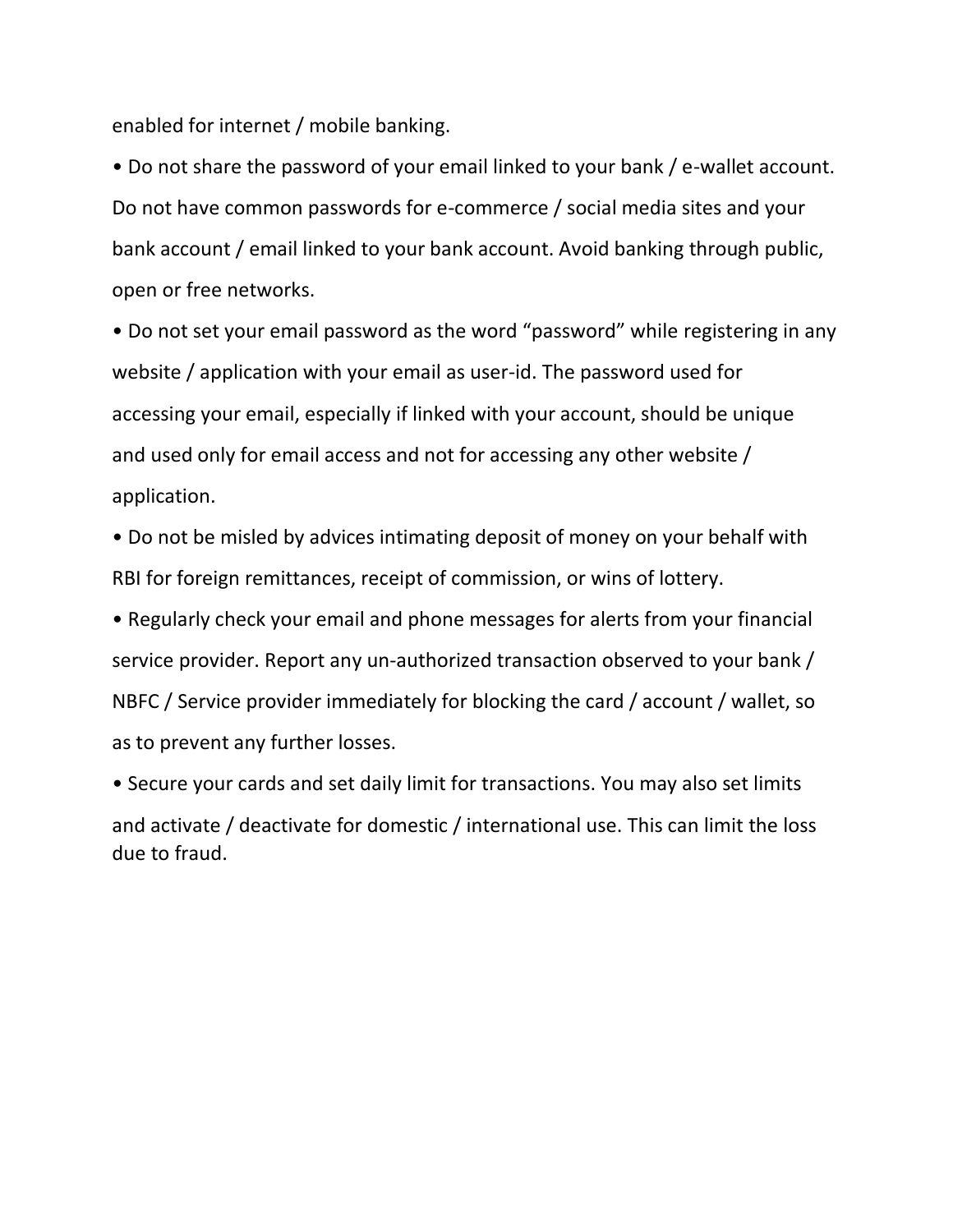enabled for internet / mobile banking.

- Do not share the password of your email linked to your bank / e-wallet account. Do not have common passwords for e-commerce / social media sites and your bank account / email linked to your bank account. Avoid banking through public, open or free networks.
- Do not set your email password as the word "password" while registering in any website / application with your email as user-id. The password used for accessing your email, especially if linked with your account, should be unique and used only for email access and not for accessing any other website / application.
- Do not be misled by advices intimating deposit of money on your behalf with RBI for foreign remittances, receipt of commission, or wins of lottery.
- Regularly check your email and phone messages for alerts from your financial service provider. Report any un-authorized transaction observed to your bank / NBFC / Service provider immediately for blocking the card / account / wallet, so as to prevent any further losses.
- Secure your cards and set daily limit for transactions. You may also set limits and activate / deactivate for domestic / international use. This can limit the loss due to fraud.